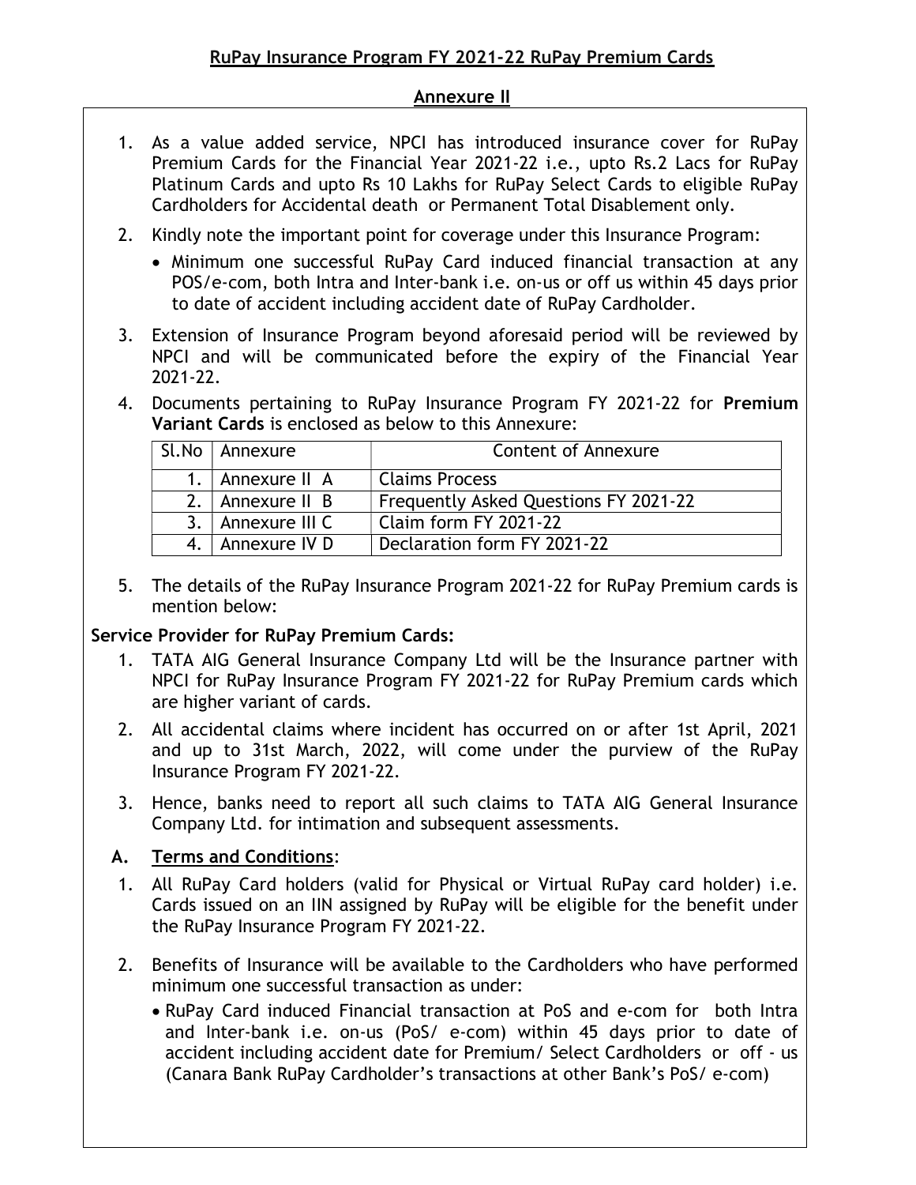## RuPay Insurance Program FY 2021-22 RuPay Premium Cards

### Annexure II

1. As a value added service, NPCI has introduced insurance cover for RuPay Premium Cards for the Financial Year 2021-22 i.e., upto Rs.2 Lacs for RuPay Platinum Cards and upto Rs 10 Lakhs for RuPay Select Cards to eligible RuPay Cardholders for Accidental death or Permanent Total Disablement only.

2. Kindly note the important point for coverage under this Insurance Program:
   - Minimum one successful RuPay Card induced financial transaction at any POS/e-com, both Intra and Inter-bank i.e. on-us or off us within 45 days prior to date of accident including accident date of RuPay Cardholder.

3. Extension of Insurance Program beyond aforesaid period will be reviewed by NPCI and will be communicated before the expiry of the Financial Year 2021-22.

4. Documents pertaining to RuPay Insurance Program FY 2021-22 for **Premium Variant Cards** is enclosed as below to this Annexure:

| Sl.No | Annexure | Content of Annexure |
|---|---|---|
| 1. | Annexure II A | Claims Process |
| 2. | Annexure II B | Frequently Asked Questions FY 2021-22 |
| 3. | Annexure III C | Claim form FY 2021-22 |
| 4. | Annexure IV D | Declaration form FY 2021-22 |

5. The details of the RuPay Insurance Program 2021-22 for RuPay Premium cards is mention below:

**Service Provider for RuPay Premium Cards:**

1. TATA AIG General Insurance Company Ltd will be the Insurance partner with NPCI for RuPay Insurance Program FY 2021-22 for RuPay Premium cards which are higher variant of cards.

2. All accidental claims where incident has occurred on or after 1st April, 2021 and up to 31st March, 2022, will come under the purview of the RuPay Insurance Program FY 2021-22.

3. Hence, banks need to report all such claims to TATA AIG General Insurance Company Ltd. for intimation and subsequent assessments.

**A. Terms and Conditions**:

1. All RuPay Card holders (valid for Physical or Virtual RuPay card holder) i.e. Cards issued on an IIN assigned by RuPay will be eligible for the benefit under the RuPay Insurance Program FY 2021-22.

2. Benefits of Insurance will be available to the Cardholders who have performed minimum one successful transaction as under:
   - RuPay Card induced Financial transaction at PoS and e-com for both Intra and Inter-bank i.e. on-us (PoS/ e-com) within 45 days prior to date of accident including accident date for Premium/ Select Cardholders or off - us (Canara Bank RuPay Cardholder's transactions at other Bank's PoS/ e-com)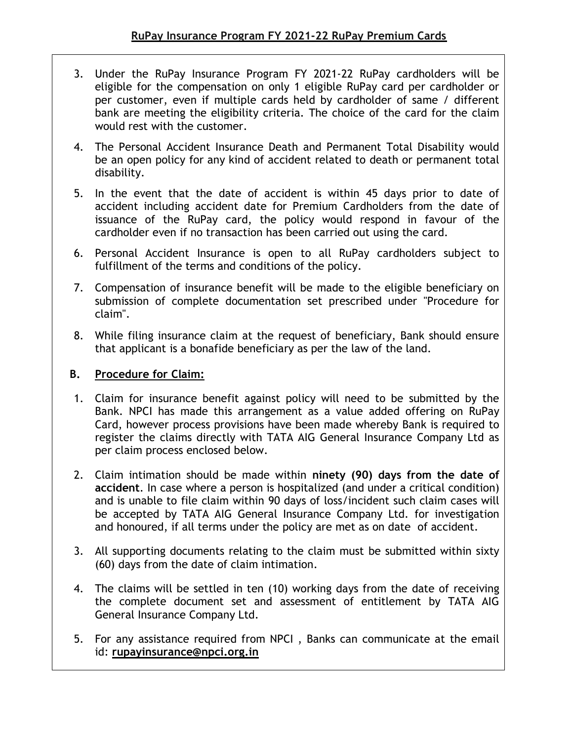3. Under the RuPay Insurance Program FY 2021-22 RuPay cardholders will be eligible for the compensation on only 1 eligible RuPay card per cardholder or per customer, even if multiple cards held by cardholder of same / different bank are meeting the eligibility criteria. The choice of the card for the claim would rest with the customer.
4. The Personal Accident Insurance Death and Permanent Total Disability would be an open policy for any kind of accident related to death or permanent total disability.
5. In the event that the date of accident is within 45 days prior to date of accident including accident date for Premium Cardholders from the date of issuance of the RuPay card, the policy would respond in favour of the cardholder even if no transaction has been carried out using the card.
6. Personal Accident Insurance is open to all RuPay cardholders subject to fulfillment of the terms and conditions of the policy.
7. Compensation of insurance benefit will be made to the eligible beneficiary on submission of complete documentation set prescribed under "Procedure for claim".
8. While filing insurance claim at the request of beneficiary, Bank should ensure that applicant is a bonafide beneficiary as per the law of the land.

## B. Procedure for Claim:

1. Claim for insurance benefit against policy will need to be submitted by the Bank. NPCI has made this arrangement as a value added offering on RuPay Card, however process provisions have been made whereby Bank is required to register the claims directly with TATA AIG General Insurance Company Ltd as per claim process enclosed below.
2. Claim intimation should be made within **ninety (90) days from the date of accident**. In case where a person is hospitalized (and under a critical condition) and is unable to file claim within 90 days of loss/incident such claim cases will be accepted by TATA AIG General Insurance Company Ltd. for investigation and honoured, if all terms under the policy are met as on date of accident.
3. All supporting documents relating to the claim must be submitted within sixty (60) days from the date of claim intimation.
4. The claims will be settled in ten (10) working days from the date of receiving the complete document set and assessment of entitlement by TATA AIG General Insurance Company Ltd.
5. For any assistance required from NPCI , Banks can communicate at the email id: **rupayinsurance@npci.org.in**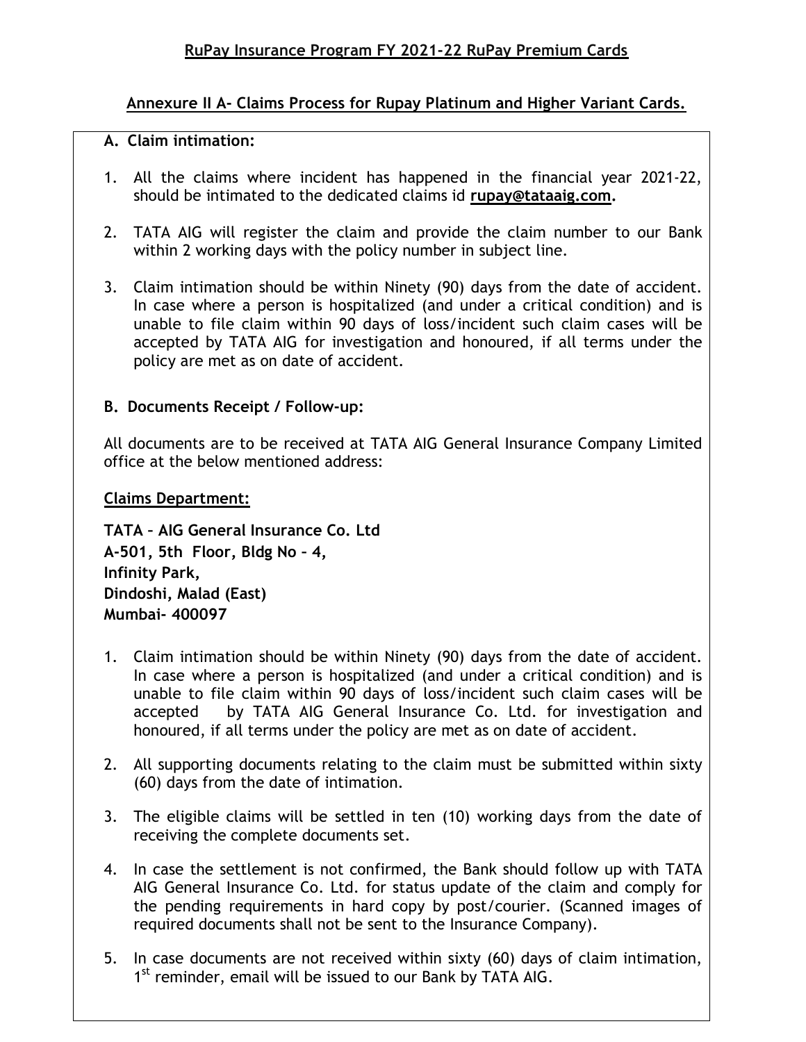## RuPay Insurance Program FY 2021-22 RuPay Premium Cards

### Annexure II A- Claims Process for Rupay Platinum and Higher Variant Cards.

**A. Claim intimation:**

1. All the claims where incident has happened in the financial year 2021-22, should be intimated to the dedicated claims id **rupay@tataaig.com.**

2. TATA AIG will register the claim and provide the claim number to our Bank within 2 working days with the policy number in subject line.

3. Claim intimation should be within Ninety (90) days from the date of accident. In case where a person is hospitalized (and under a critical condition) and is unable to file claim within 90 days of loss/incident such claim cases will be accepted by TATA AIG for investigation and honoured, if all terms under the policy are met as on date of accident.

**B. Documents Receipt / Follow-up:**

All documents are to be received at TATA AIG General Insurance Company Limited office at the below mentioned address:

**Claims Department:**

**TATA – AIG General Insurance Co. Ltd**
**A-501, 5th Floor, Bldg No – 4,**
**Infinity Park,**
**Dindoshi, Malad (East)**
**Mumbai- 400097**

1. Claim intimation should be within Ninety (90) days from the date of accident. In case where a person is hospitalized (and under a critical condition) and is unable to file claim within 90 days of loss/incident such claim cases will be accepted by TATA AIG General Insurance Co. Ltd. for investigation and honoured, if all terms under the policy are met as on date of accident.

2. All supporting documents relating to the claim must be submitted within sixty (60) days from the date of intimation.

3. The eligible claims will be settled in ten (10) working days from the date of receiving the complete documents set.

4. In case the settlement is not confirmed, the Bank should follow up with TATA AIG General Insurance Co. Ltd. for status update of the claim and comply for the pending requirements in hard copy by post/courier. (Scanned images of required documents shall not be sent to the Insurance Company).

5. In case documents are not received within sixty (60) days of claim intimation, 1st reminder, email will be issued to our Bank by TATA AIG.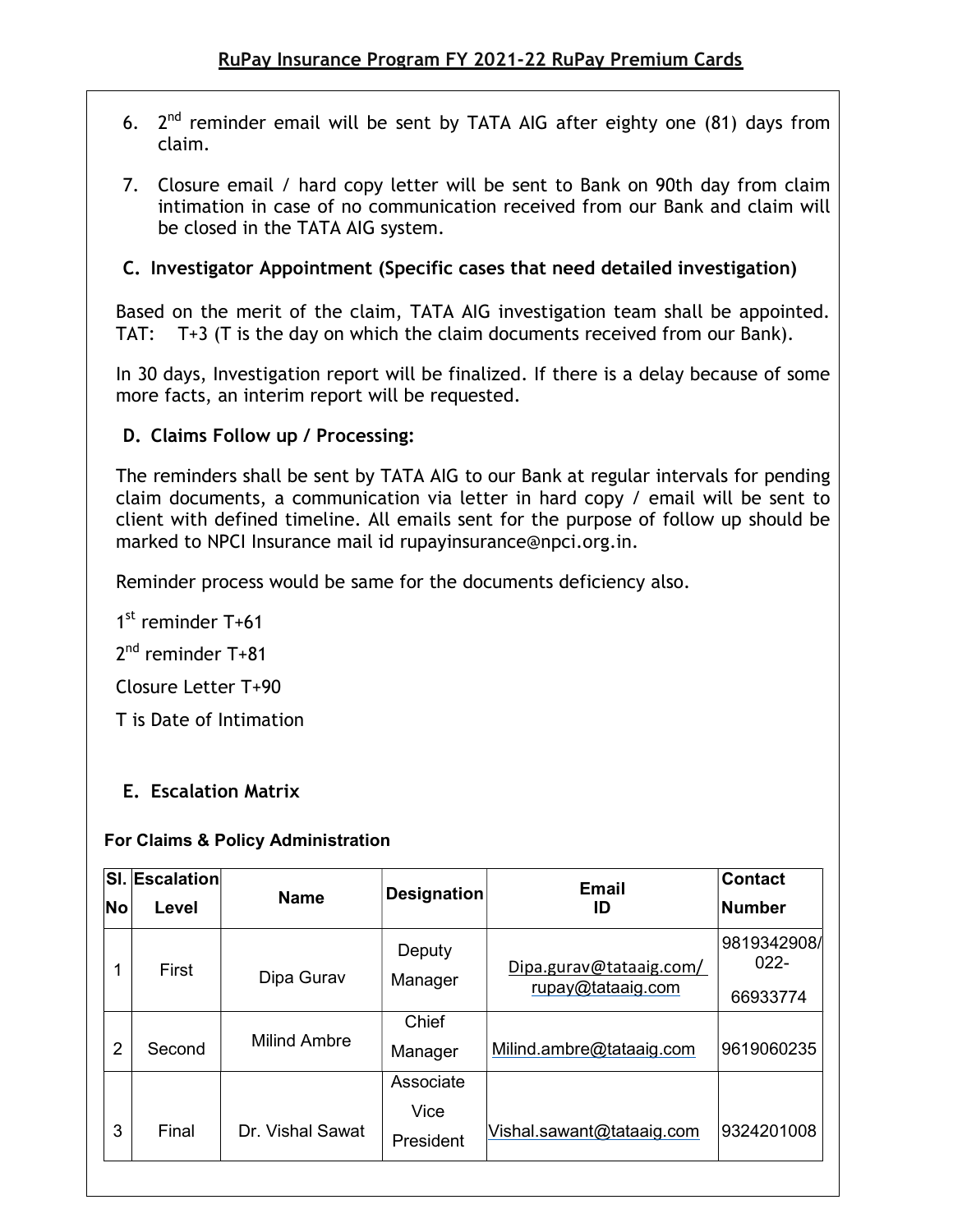6. 2nd reminder email will be sent by TATA AIG after eighty one (81) days from claim.

7. Closure email / hard copy letter will be sent to Bank on 90th day from claim intimation in case of no communication received from our Bank and claim will be closed in the TATA AIG system.

### C. Investigator Appointment (Specific cases that need detailed investigation)

Based on the merit of the claim, TATA AIG investigation team shall be appointed. TAT: T+3 (T is the day on which the claim documents received from our Bank).

In 30 days, Investigation report will be finalized. If there is a delay because of some more facts, an interim report will be requested.

### D. Claims Follow up / Processing:

The reminders shall be sent by TATA AIG to our Bank at regular intervals for pending claim documents, a communication via letter in hard copy / email will be sent to client with defined timeline. All emails sent for the purpose of follow up should be marked to NPCI Insurance mail id rupayinsurance@npci.org.in.

Reminder process would be same for the documents deficiency also.

1st reminder T+61

2nd reminder T+81

Closure Letter T+90

T is Date of Intimation

### E. Escalation Matrix

**For Claims & Policy Administration**

| Sl. No | Escalation Level | Name | Designation | Email ID | Contact Number |
|---|---|---|---|---|---|
| 1 | First | Dipa Gurav | Deputy Manager | Dipa.gurav@tataaig.com/ rupay@tataaig.com | 9819342908/ 022-66933774 |
| 2 | Second | Milind Ambre | Chief Manager | Milind.ambre@tataaig.com | 9619060235 |
| 3 | Final | Dr. Vishal Sawat | Associate Vice President | Vishal.sawant@tataaig.com | 9324201008 |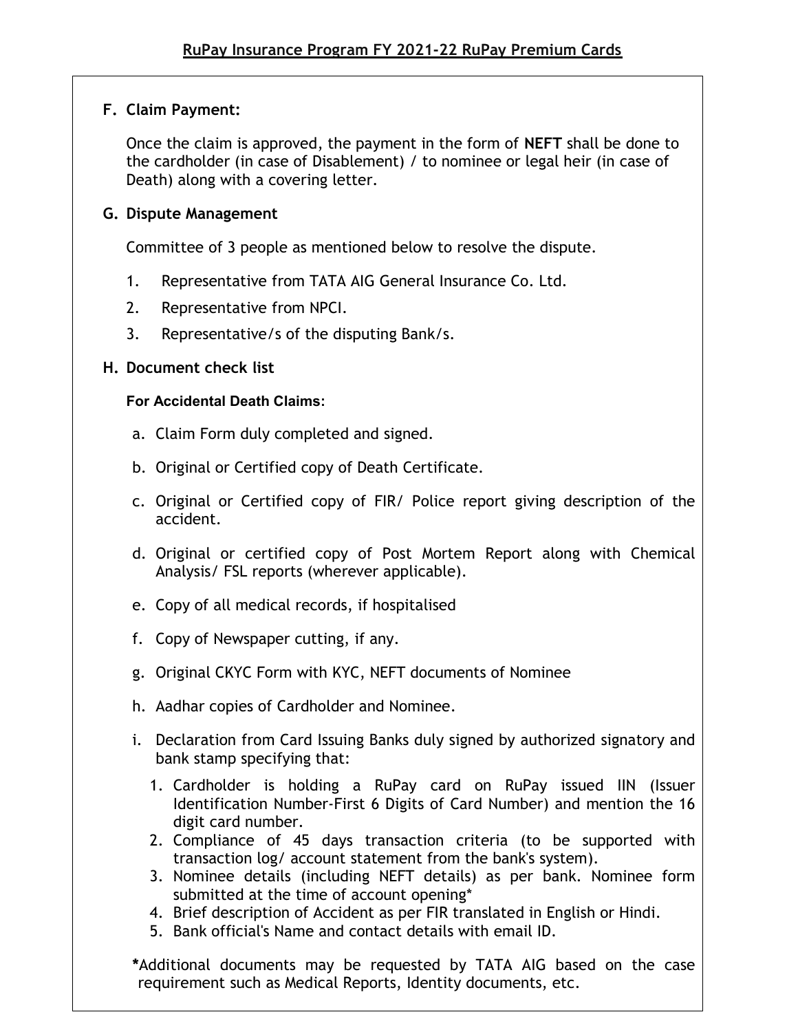## F. Claim Payment:

Once the claim is approved, the payment in the form of **NEFT** shall be done to the cardholder (in case of Disablement) / to nominee or legal heir (in case of Death) along with a covering letter.

## G. Dispute Management

Committee of 3 people as mentioned below to resolve the dispute.

1. Representative from TATA AIG General Insurance Co. Ltd.
2. Representative from NPCI.
3. Representative/s of the disputing Bank/s.

## H. Document check list

**For Accidental Death Claims**:

a. Claim Form duly completed and signed.

b. Original or Certified copy of Death Certificate.

c. Original or Certified copy of FIR/ Police report giving description of the accident.

d. Original or certified copy of Post Mortem Report along with Chemical Analysis/ FSL reports (wherever applicable).

e. Copy of all medical records, if hospitalised

f. Copy of Newspaper cutting, if any.

g. Original CKYC Form with KYC, NEFT documents of Nominee

h. Aadhar copies of Cardholder and Nominee.

i. Declaration from Card Issuing Banks duly signed by authorized signatory and bank stamp specifying that:

   1. Cardholder is holding a RuPay card on RuPay issued IIN (Issuer Identification Number-First 6 Digits of Card Number) and mention the 16 digit card number.
   2. Compliance of 45 days transaction criteria (to be supported with transaction log/ account statement from the bank's system).
   3. Nominee details (including NEFT details) as per bank. Nominee form submitted at the time of account opening*
   4. Brief description of Accident as per FIR translated in English or Hindi.
   5. Bank official's Name and contact details with email ID.

**\***Additional documents may be requested by TATA AIG based on the case requirement such as Medical Reports, Identity documents, etc.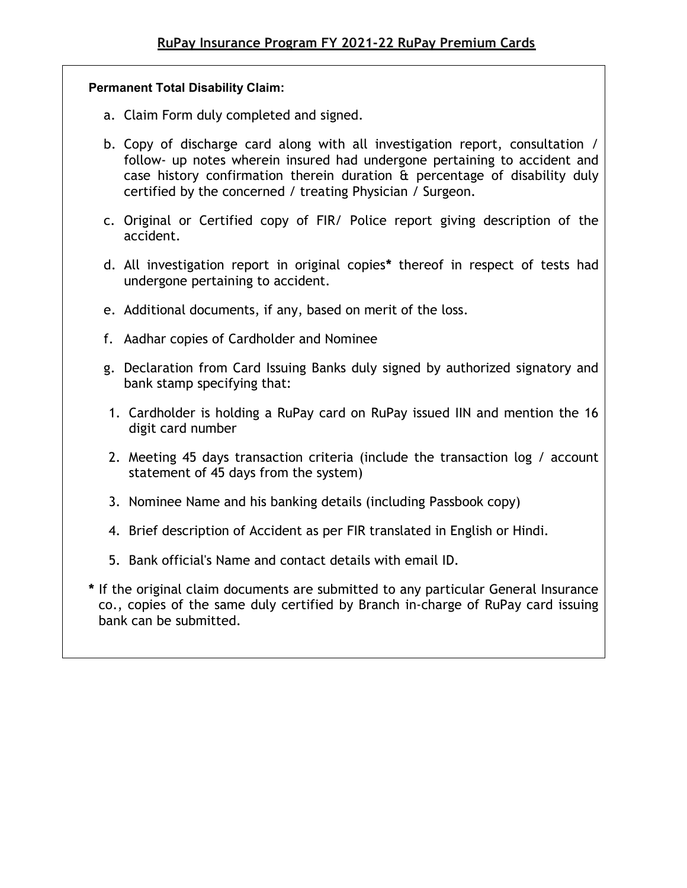**Permanent Total Disability Claim:**

a. Claim Form duly completed and signed.

b. Copy of discharge card along with all investigation report, consultation / follow- up notes wherein insured had undergone pertaining to accident and case history confirmation therein duration & percentage of disability duly certified by the concerned / treating Physician / Surgeon.

c. Original or Certified copy of FIR/ Police report giving description of the accident.

d. All investigation report in original copies* thereof in respect of tests had undergone pertaining to accident.

e. Additional documents, if any, based on merit of the loss.

f. Aadhar copies of Cardholder and Nominee

g. Declaration from Card Issuing Banks duly signed by authorized signatory and bank stamp specifying that:

1. Cardholder is holding a RuPay card on RuPay issued IIN and mention the 16 digit card number
2. Meeting 45 days transaction criteria (include the transaction log / account statement of 45 days from the system)
3. Nominee Name and his banking details (including Passbook copy)
4. Brief description of Accident as per FIR translated in English or Hindi.
5. Bank official's Name and contact details with email ID.

**\*** If the original claim documents are submitted to any particular General Insurance co., copies of the same duly certified by Branch in-charge of RuPay card issuing bank can be submitted.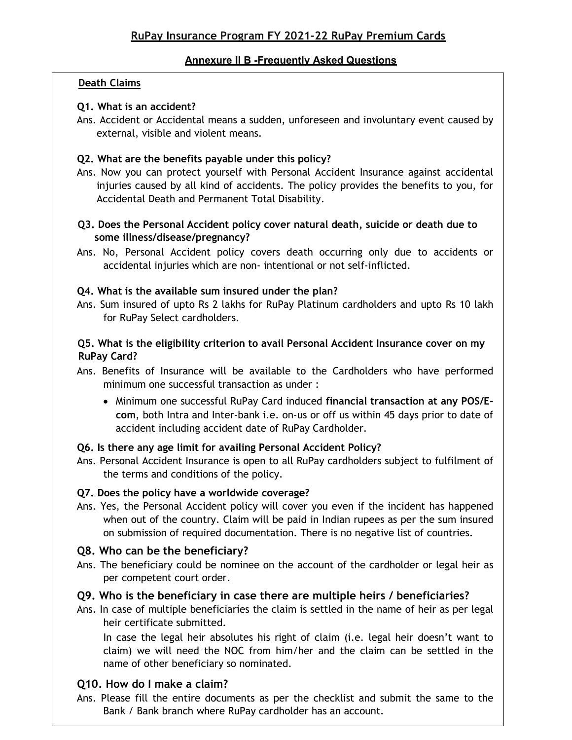## RuPay Insurance Program FY 2021-22 RuPay Premium Cards

### Annexure II B -Frequently Asked Questions

**Death Claims**

**Q1. What is an accident?**

Ans. Accident or Accidental means a sudden, unforeseen and involuntary event caused by external, visible and violent means.

**Q2. What are the benefits payable under this policy?**

Ans. Now you can protect yourself with Personal Accident Insurance against accidental injuries caused by all kind of accidents. The policy provides the benefits to you, for Accidental Death and Permanent Total Disability.

**Q3. Does the Personal Accident policy cover natural death, suicide or death due to some illness/disease/pregnancy?**

Ans. No, Personal Accident policy covers death occurring only due to accidents or accidental injuries which are non- intentional or not self-inflicted.

**Q4. What is the available sum insured under the plan?**

Ans. Sum insured of upto Rs 2 lakhs for RuPay Platinum cardholders and upto Rs 10 lakh for RuPay Select cardholders.

**Q5. What is the eligibility criterion to avail Personal Accident Insurance cover on my RuPay Card?**

Ans. Benefits of Insurance will be available to the Cardholders who have performed minimum one successful transaction as under :

- Minimum one successful RuPay Card induced **financial transaction at any POS/E-com**, both Intra and Inter-bank i.e. on-us or off us within 45 days prior to date of accident including accident date of RuPay Cardholder.

**Q6. Is there any age limit for availing Personal Accident Policy?**

Ans. Personal Accident Insurance is open to all RuPay cardholders subject to fulfilment of the terms and conditions of the policy.

**Q7. Does the policy have a worldwide coverage?**

Ans. Yes, the Personal Accident policy will cover you even if the incident has happened when out of the country. Claim will be paid in Indian rupees as per the sum insured on submission of required documentation. There is no negative list of countries.

**Q8. Who can be the beneficiary?**

Ans. The beneficiary could be nominee on the account of the cardholder or legal heir as per competent court order.

**Q9. Who is the beneficiary in case there are multiple heirs / beneficiaries?**

Ans. In case of multiple beneficiaries the claim is settled in the name of heir as per legal heir certificate submitted.

In case the legal heir absolutes his right of claim (i.e. legal heir doesn't want to claim) we will need the NOC from him/her and the claim can be settled in the name of other beneficiary so nominated.

**Q10. How do I make a claim?**

Ans. Please fill the entire documents as per the checklist and submit the same to the Bank / Bank branch where RuPay cardholder has an account.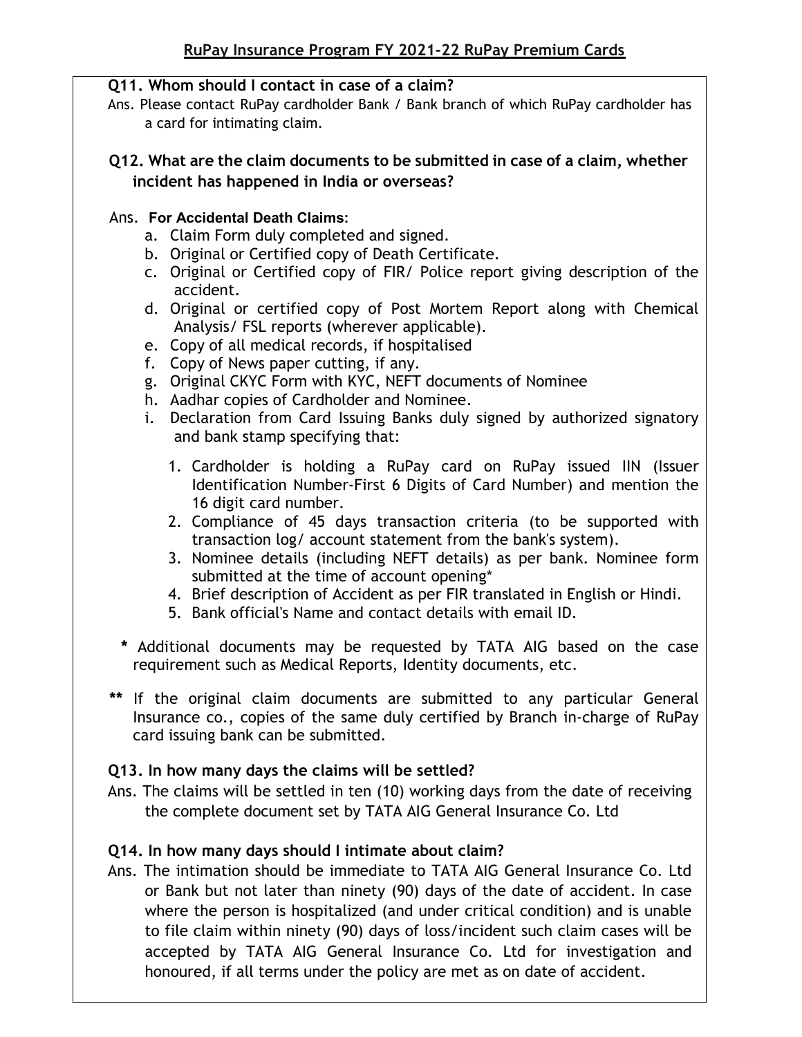## RuPay Insurance Program FY 2021-22 RuPay Premium Cards

**Q11. Whom should I contact in case of a claim?**

Ans. Please contact RuPay cardholder Bank / Bank branch of which RuPay cardholder has a card for intimating claim.

**Q12. What are the claim documents to be submitted in case of a claim, whether incident has happened in India or overseas?**

Ans. **For Accidental Death Claims:**

a. Claim Form duly completed and signed.
b. Original or Certified copy of Death Certificate.
c. Original or Certified copy of FIR/ Police report giving description of the accident.
d. Original or certified copy of Post Mortem Report along with Chemical Analysis/ FSL reports (wherever applicable).
e. Copy of all medical records, if hospitalised
f. Copy of News paper cutting, if any.
g. Original CKYC Form with KYC, NEFT documents of Nominee
h. Aadhar copies of Cardholder and Nominee.
i. Declaration from Card Issuing Banks duly signed by authorized signatory and bank stamp specifying that:
    1. Cardholder is holding a RuPay card on RuPay issued IIN (Issuer Identification Number-First 6 Digits of Card Number) and mention the 16 digit card number.
    2. Compliance of 45 days transaction criteria (to be supported with transaction log/ account statement from the bank's system).
    3. Nominee details (including NEFT details) as per bank. Nominee form submitted at the time of account opening*
    4. Brief description of Accident as per FIR translated in English or Hindi.
    5. Bank official's Name and contact details with email ID.

**\*** Additional documents may be requested by TATA AIG based on the case requirement such as Medical Reports, Identity documents, etc.

**\*\*** If the original claim documents are submitted to any particular General Insurance co., copies of the same duly certified by Branch in-charge of RuPay card issuing bank can be submitted.

**Q13. In how many days the claims will be settled?**

Ans. The claims will be settled in ten (10) working days from the date of receiving the complete document set by TATA AIG General Insurance Co. Ltd

**Q14. In how many days should I intimate about claim?**

Ans. The intimation should be immediate to TATA AIG General Insurance Co. Ltd or Bank but not later than ninety (90) days of the date of accident. In case where the person is hospitalized (and under critical condition) and is unable to file claim within ninety (90) days of loss/incident such claim cases will be accepted by TATA AIG General Insurance Co. Ltd for investigation and honoured, if all terms under the policy are met as on date of accident.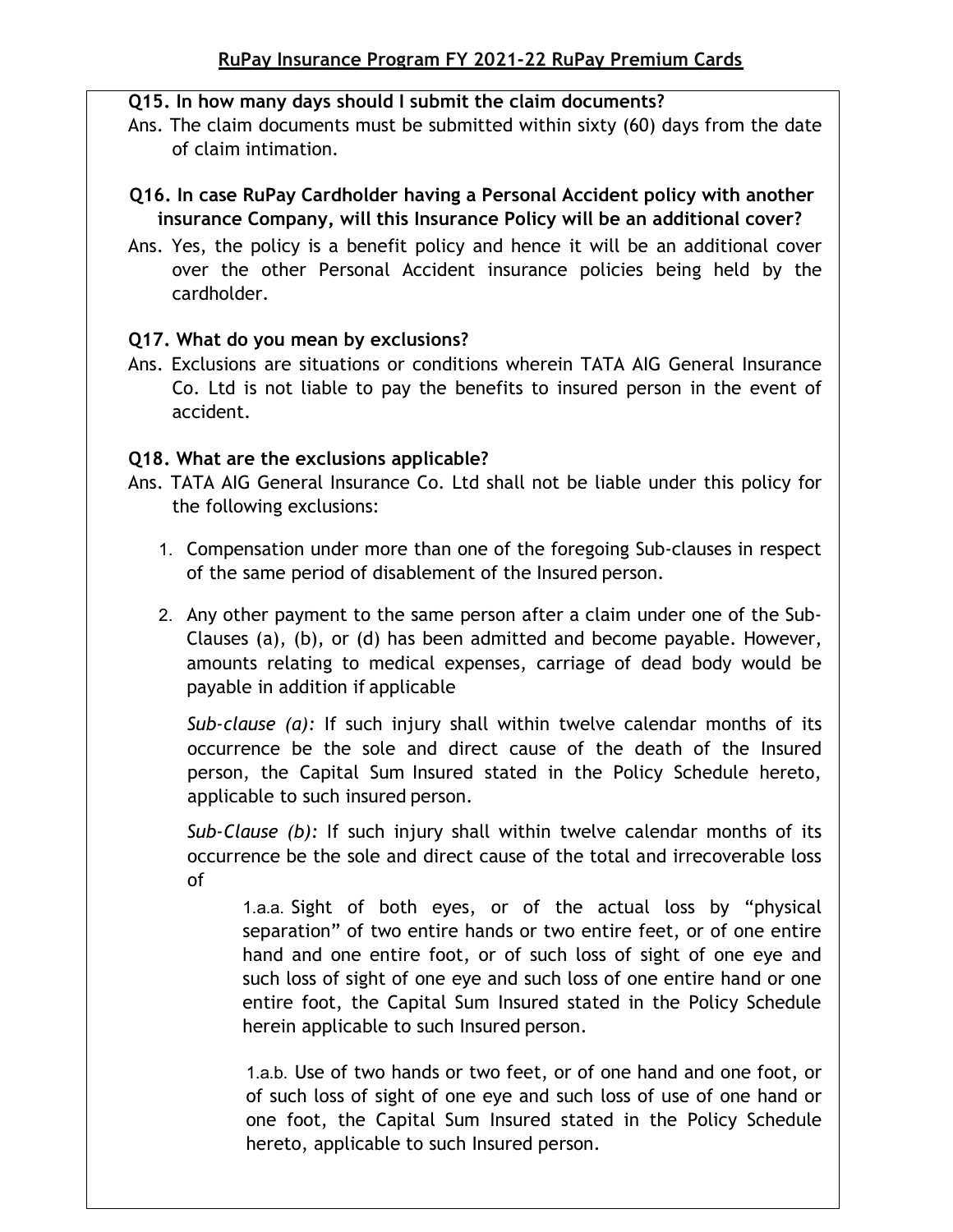**Q15. In how many days should I submit the claim documents?**

Ans. The claim documents must be submitted within sixty (60) days from the date of claim intimation.

**Q16. In case RuPay Cardholder having a Personal Accident policy with another insurance Company, will this Insurance Policy will be an additional cover?**

Ans. Yes, the policy is a benefit policy and hence it will be an additional cover over the other Personal Accident insurance policies being held by the cardholder.

**Q17. What do you mean by exclusions?**

Ans. Exclusions are situations or conditions wherein TATA AIG General Insurance Co. Ltd is not liable to pay the benefits to insured person in the event of accident.

**Q18. What are the exclusions applicable?**

Ans. TATA AIG General Insurance Co. Ltd shall not be liable under this policy for the following exclusions:

1. Compensation under more than one of the foregoing Sub-clauses in respect of the same period of disablement of the Insured person.

2. Any other payment to the same person after a claim under one of the Sub-Clauses (a), (b), or (d) has been admitted and become payable. However, amounts relating to medical expenses, carriage of dead body would be payable in addition if applicable

   *Sub-clause (a):* If such injury shall within twelve calendar months of its occurrence be the sole and direct cause of the death of the Insured person, the Capital Sum Insured stated in the Policy Schedule hereto, applicable to such insured person.

   *Sub-Clause (b):* If such injury shall within twelve calendar months of its occurrence be the sole and direct cause of the total and irrecoverable loss of

   1.a.a. Sight of both eyes, or of the actual loss by "physical separation" of two entire hands or two entire feet, or of one entire hand and one entire foot, or of such loss of sight of one eye and such loss of sight of one eye and such loss of one entire hand or one entire foot, the Capital Sum Insured stated in the Policy Schedule herein applicable to such Insured person.

   1.a.b. Use of two hands or two feet, or of one hand and one foot, or of such loss of sight of one eye and such loss of use of one hand or one foot, the Capital Sum Insured stated in the Policy Schedule hereto, applicable to such Insured person.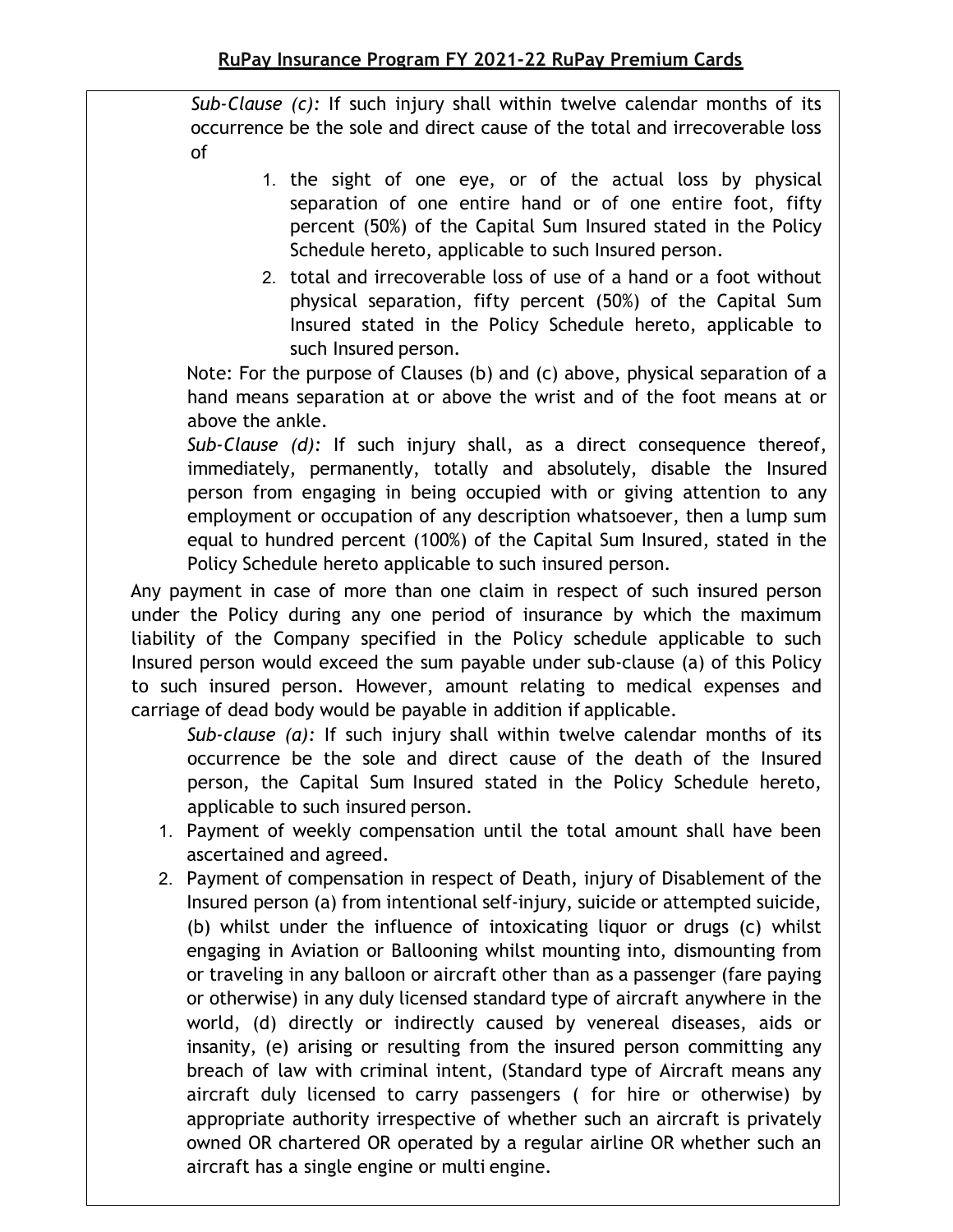*Sub-Clause (c):* If such injury shall within twelve calendar months of its occurrence be the sole and direct cause of the total and irrecoverable loss of

1. the sight of one eye, or of the actual loss by physical separation of one entire hand or of one entire foot, fifty percent (50%) of the Capital Sum Insured stated in the Policy Schedule hereto, applicable to such Insured person.
2. total and irrecoverable loss of use of a hand or a foot without physical separation, fifty percent (50%) of the Capital Sum Insured stated in the Policy Schedule hereto, applicable to such Insured person.

Note: For the purpose of Clauses (b) and (c) above, physical separation of a hand means separation at or above the wrist and of the foot means at or above the ankle.

*Sub-Clause (d):* If such injury shall, as a direct consequence thereof, immediately, permanently, totally and absolutely, disable the Insured person from engaging in being occupied with or giving attention to any employment or occupation of any description whatsoever, then a lump sum equal to hundred percent (100%) of the Capital Sum Insured, stated in the Policy Schedule hereto applicable to such insured person.

Any payment in case of more than one claim in respect of such insured person under the Policy during any one period of insurance by which the maximum liability of the Company specified in the Policy schedule applicable to such Insured person would exceed the sum payable under sub-clause (a) of this Policy to such insured person. However, amount relating to medical expenses and carriage of dead body would be payable in addition if applicable.

*Sub-clause (a):* If such injury shall within twelve calendar months of its occurrence be the sole and direct cause of the death of the Insured person, the Capital Sum Insured stated in the Policy Schedule hereto, applicable to such insured person.

1. Payment of weekly compensation until the total amount shall have been ascertained and agreed.
2. Payment of compensation in respect of Death, injury of Disablement of the Insured person (a) from intentional self-injury, suicide or attempted suicide, (b) whilst under the influence of intoxicating liquor or drugs (c) whilst engaging in Aviation or Ballooning whilst mounting into, dismounting from or traveling in any balloon or aircraft other than as a passenger (fare paying or otherwise) in any duly licensed standard type of aircraft anywhere in the world, (d) directly or indirectly caused by venereal diseases, aids or insanity, (e) arising or resulting from the insured person committing any breach of law with criminal intent, (Standard type of Aircraft means any aircraft duly licensed to carry passengers ( for hire or otherwise) by appropriate authority irrespective of whether such an aircraft is privately owned OR chartered OR operated by a regular airline OR whether such an aircraft has a single engine or multi engine.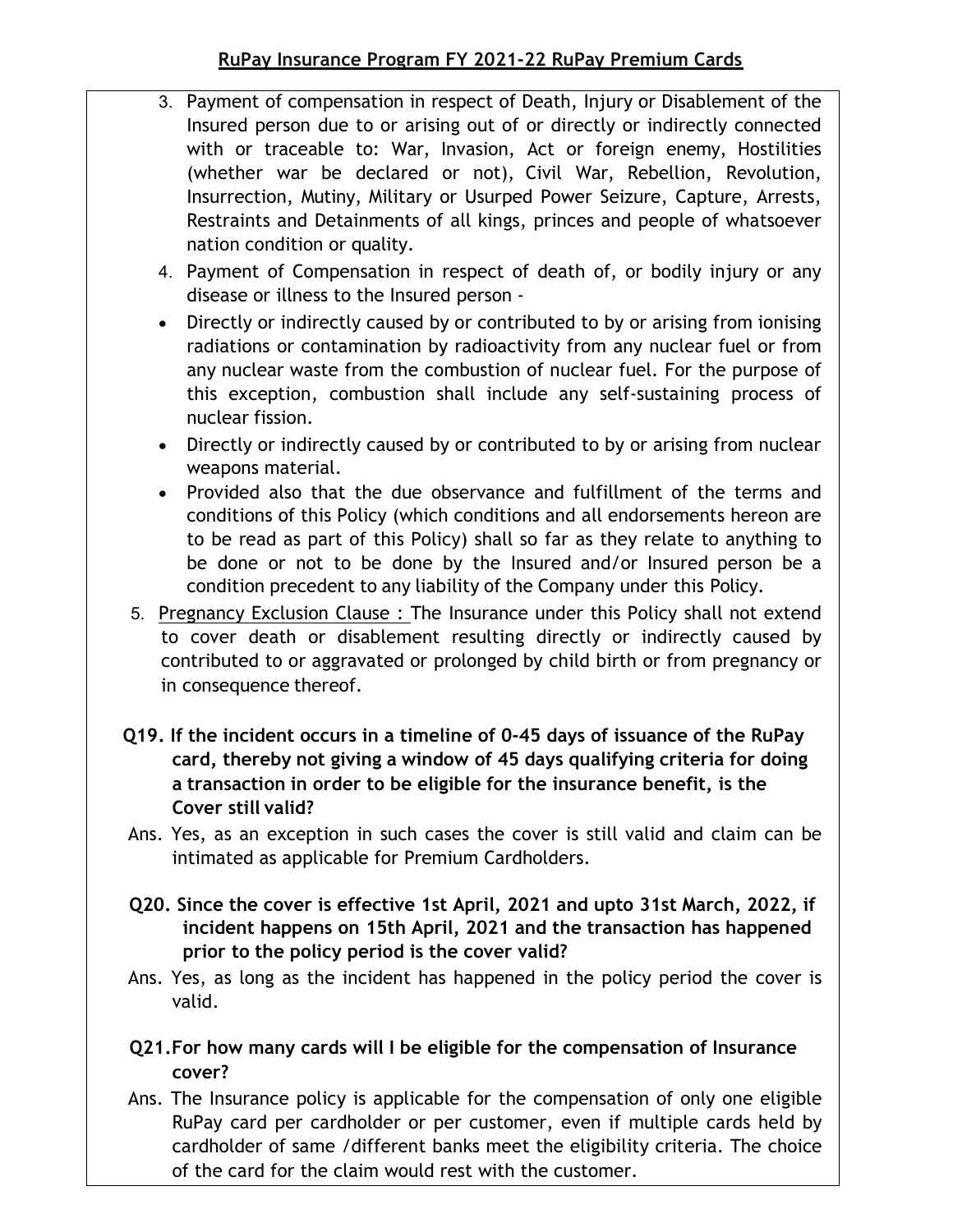3. Payment of compensation in respect of Death, Injury or Disablement of the Insured person due to or arising out of or directly or indirectly connected with or traceable to: War, Invasion, Act or foreign enemy, Hostilities (whether war be declared or not), Civil War, Rebellion, Revolution, Insurrection, Mutiny, Military or Usurped Power Seizure, Capture, Arrests, Restraints and Detainments of all kings, princes and people of whatsoever nation condition or quality.
4. Payment of Compensation in respect of death of, or bodily injury or any disease or illness to the Insured person -
   - Directly or indirectly caused by or contributed to by or arising from ionising radiations or contamination by radioactivity from any nuclear fuel or from any nuclear waste from the combustion of nuclear fuel. For the purpose of this exception, combustion shall include any self-sustaining process of nuclear fission.
   - Directly or indirectly caused by or contributed to by or arising from nuclear weapons material.
   - Provided also that the due observance and fulfillment of the terms and conditions of this Policy (which conditions and all endorsements hereon are to be read as part of this Policy) shall so far as they relate to anything to be done or not to be done by the Insured and/or Insured person be a condition precedent to any liability of the Company under this Policy.
5. Pregnancy Exclusion Clause : The Insurance under this Policy shall not extend to cover death or disablement resulting directly or indirectly caused by contributed to or aggravated or prolonged by child birth or from pregnancy or in consequence thereof.

**Q19. If the incident occurs in a timeline of 0-45 days of issuance of the RuPay card, thereby not giving a window of 45 days qualifying criteria for doing a transaction in order to be eligible for the insurance benefit, is the Cover still valid?**

Ans. Yes, as an exception in such cases the cover is still valid and claim can be intimated as applicable for Premium Cardholders.

**Q20. Since the cover is effective 1st April, 2021 and upto 31st March, 2022, if incident happens on 15th April, 2021 and the transaction has happened prior to the policy period is the cover valid?**

Ans. Yes, as long as the incident has happened in the policy period the cover is valid.

**Q21. For how many cards will I be eligible for the compensation of Insurance cover?**

Ans. The Insurance policy is applicable for the compensation of only one eligible RuPay card per cardholder or per customer, even if multiple cards held by cardholder of same /different banks meet the eligibility criteria. The choice of the card for the claim would rest with the customer.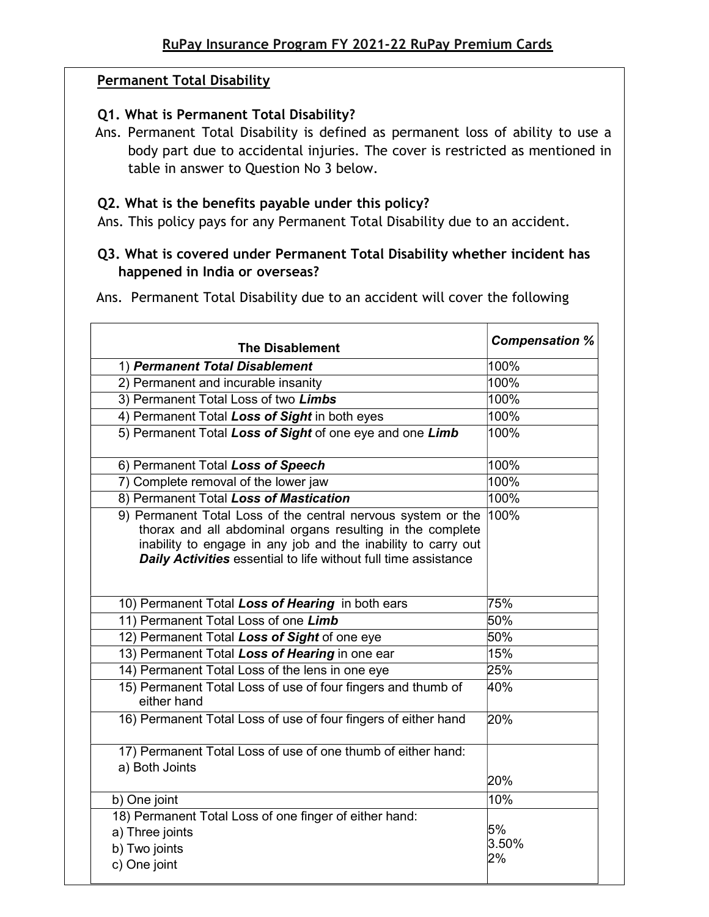## RuPay Insurance Program FY 2021-22 RuPay Premium Cards

### Permanent Total Disability

**Q1. What is Permanent Total Disability?**

Ans. Permanent Total Disability is defined as permanent loss of ability to use a body part due to accidental injuries. The cover is restricted as mentioned in table in answer to Question No 3 below.

**Q2. What is the benefits payable under this policy?**

Ans. This policy pays for any Permanent Total Disability due to an accident.

**Q3. What is covered under Permanent Total Disability whether incident has happened in India or overseas?**

Ans. Permanent Total Disability due to an accident will cover the following

| The Disablement | *Compensation %* |
|---|---|
| 1) ***Permanent Total Disablement*** | 100% |
| 2) Permanent and incurable insanity | 100% |
| 3) Permanent Total Loss of two ***Limbs*** | 100% |
| 4) Permanent Total ***Loss of Sight*** in both eyes | 100% |
| 5) Permanent Total ***Loss of Sight*** of one eye and one ***Limb*** | 100% |
| 6) Permanent Total ***Loss of Speech*** | 100% |
| 7) Complete removal of the lower jaw | 100% |
| 8) Permanent Total ***Loss of Mastication*** | 100% |
| 9) Permanent Total Loss of the central nervous system or the thorax and all abdominal organs resulting in the complete inability to engage in any job and the inability to carry out ***Daily Activities*** essential to life without full time assistance | 100% |
| 10) Permanent Total ***Loss of Hearing*** in both ears | 75% |
| 11) Permanent Total Loss of one ***Limb*** | 50% |
| 12) Permanent Total ***Loss of Sight*** of one eye | 50% |
| 13) Permanent Total ***Loss of Hearing*** in one ear | 15% |
| 14) Permanent Total Loss of the lens in one eye | 25% |
| 15) Permanent Total Loss of use of four fingers and thumb of either hand | 40% |
| 16) Permanent Total Loss of use of four fingers of either hand | 20% |
| 17) Permanent Total Loss of use of one thumb of either hand:<br>a) Both Joints | 20% |
| b) One joint | 10% |
| 18) Permanent Total Loss of one finger of either hand:<br>a) Three joints<br>b) Two joints<br>c) One joint | 5%<br>3.50%<br>2% |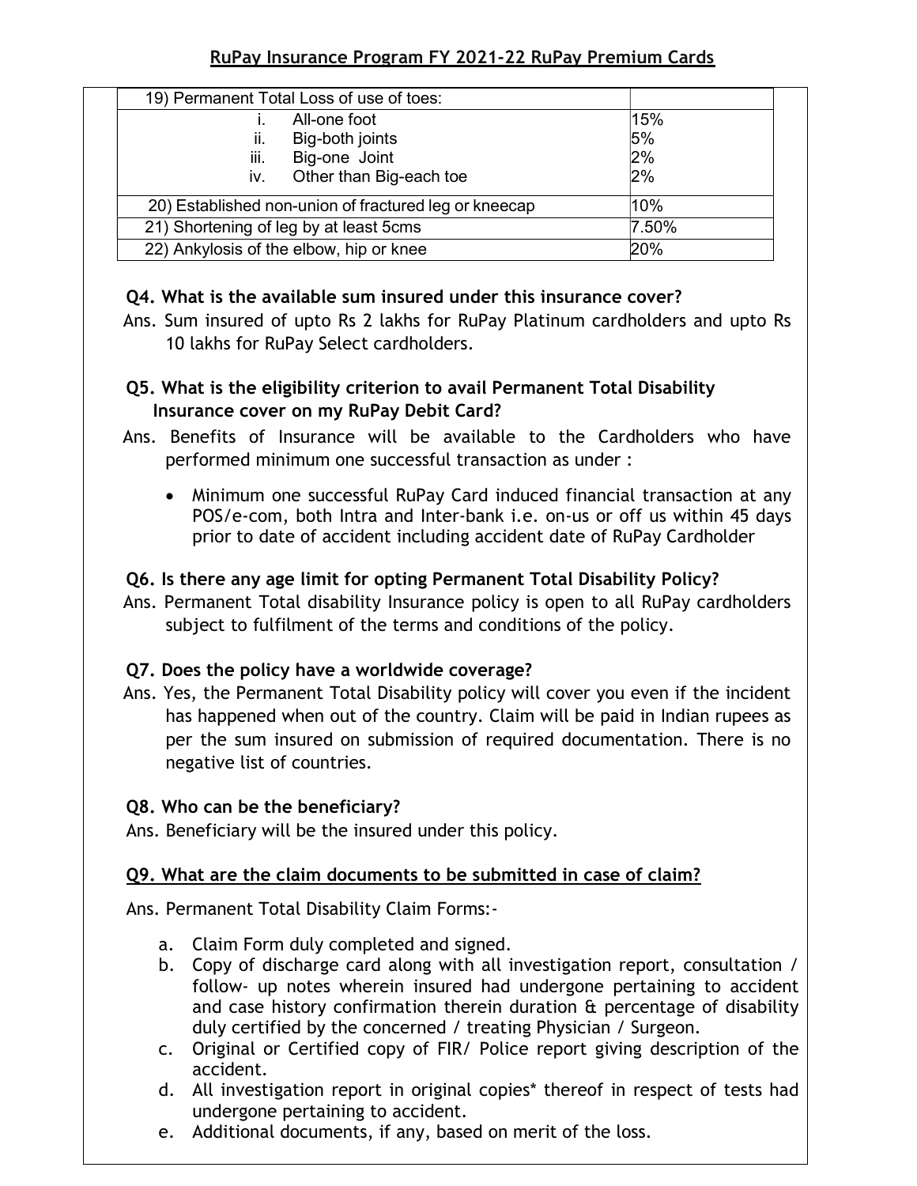| 19) Permanent Total Loss of use of toes: | |
|---|---|
| i. All-one foot<br>ii. Big-both joints<br>iii. Big-one Joint<br>iv. Other than Big-each toe | 15%<br>5%<br>2%<br>2% |
| 20) Established non-union of fractured leg or kneecap | 10% |
| 21) Shortening of leg by at least 5cms | 7.50% |
| 22) Ankylosis of the elbow, hip or knee | 20% |

**Q4. What is the available sum insured under this insurance cover?**

Ans. Sum insured of upto Rs 2 lakhs for RuPay Platinum cardholders and upto Rs 10 lakhs for RuPay Select cardholders.

**Q5. What is the eligibility criterion to avail Permanent Total Disability Insurance cover on my RuPay Debit Card?**

Ans. Benefits of Insurance will be available to the Cardholders who have performed minimum one successful transaction as under :

- Minimum one successful RuPay Card induced financial transaction at any POS/e-com, both Intra and Inter-bank i.e. on-us or off us within 45 days prior to date of accident including accident date of RuPay Cardholder

**Q6. Is there any age limit for opting Permanent Total Disability Policy?**

Ans. Permanent Total disability Insurance policy is open to all RuPay cardholders subject to fulfilment of the terms and conditions of the policy.

**Q7. Does the policy have a worldwide coverage?**

Ans. Yes, the Permanent Total Disability policy will cover you even if the incident has happened when out of the country. Claim will be paid in Indian rupees as per the sum insured on submission of required documentation. There is no negative list of countries.

**Q8. Who can be the beneficiary?**

Ans. Beneficiary will be the insured under this policy.

**Q9. What are the claim documents to be submitted in case of claim?**

Ans. Permanent Total Disability Claim Forms:-

a. Claim Form duly completed and signed.
b. Copy of discharge card along with all investigation report, consultation / follow- up notes wherein insured had undergone pertaining to accident and case history confirmation therein duration & percentage of disability duly certified by the concerned / treating Physician / Surgeon.
c. Original or Certified copy of FIR/ Police report giving description of the accident.
d. All investigation report in original copies* thereof in respect of tests had undergone pertaining to accident.
e. Additional documents, if any, based on merit of the loss.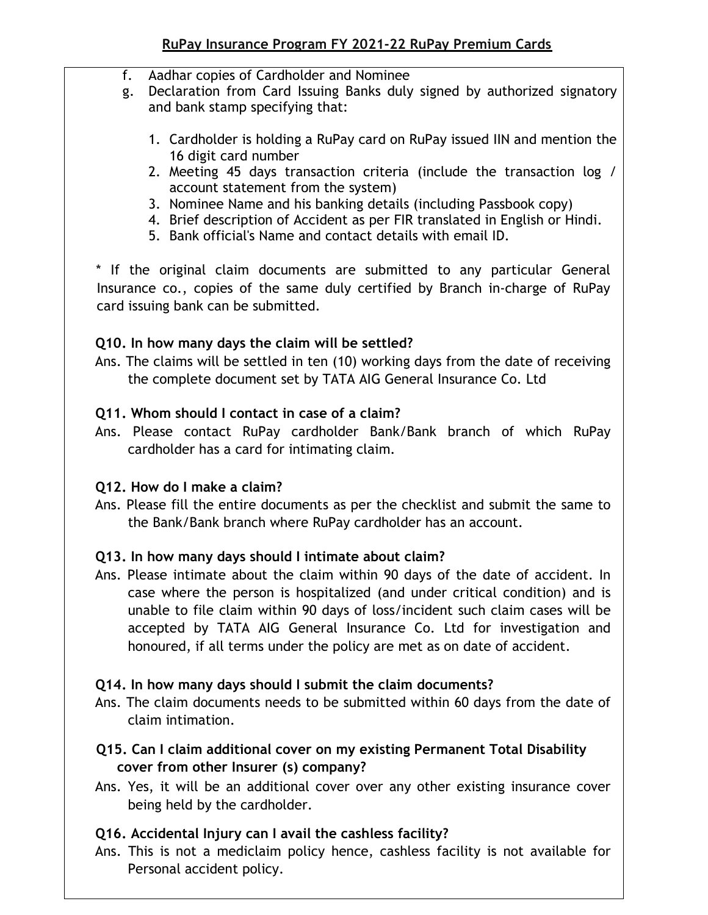f. Aadhar copies of Cardholder and Nominee
g. Declaration from Card Issuing Banks duly signed by authorized signatory and bank stamp specifying that:

   1. Cardholder is holding a RuPay card on RuPay issued IIN and mention the 16 digit card number
   2. Meeting 45 days transaction criteria (include the transaction log / account statement from the system)
   3. Nominee Name and his banking details (including Passbook copy)
   4. Brief description of Accident as per FIR translated in English or Hindi.
   5. Bank official's Name and contact details with email ID.

* If the original claim documents are submitted to any particular General Insurance co., copies of the same duly certified by Branch in-charge of RuPay card issuing bank can be submitted.

**Q10. In how many days the claim will be settled?**

Ans. The claims will be settled in ten (10) working days from the date of receiving the complete document set by TATA AIG General Insurance Co. Ltd

**Q11. Whom should I contact in case of a claim?**

Ans. Please contact RuPay cardholder Bank/Bank branch of which RuPay cardholder has a card for intimating claim.

**Q12. How do I make a claim?**

Ans. Please fill the entire documents as per the checklist and submit the same to the Bank/Bank branch where RuPay cardholder has an account.

**Q13. In how many days should I intimate about claim?**

Ans. Please intimate about the claim within 90 days of the date of accident. In case where the person is hospitalized (and under critical condition) and is unable to file claim within 90 days of loss/incident such claim cases will be accepted by TATA AIG General Insurance Co. Ltd for investigation and honoured, if all terms under the policy are met as on date of accident.

**Q14. In how many days should I submit the claim documents?**

Ans. The claim documents needs to be submitted within 60 days from the date of claim intimation.

**Q15. Can I claim additional cover on my existing Permanent Total Disability cover from other Insurer (s) company?**

Ans. Yes, it will be an additional cover over any other existing insurance cover being held by the cardholder.

**Q16. Accidental Injury can I avail the cashless facility?**

Ans. This is not a mediclaim policy hence, cashless facility is not available for Personal accident policy.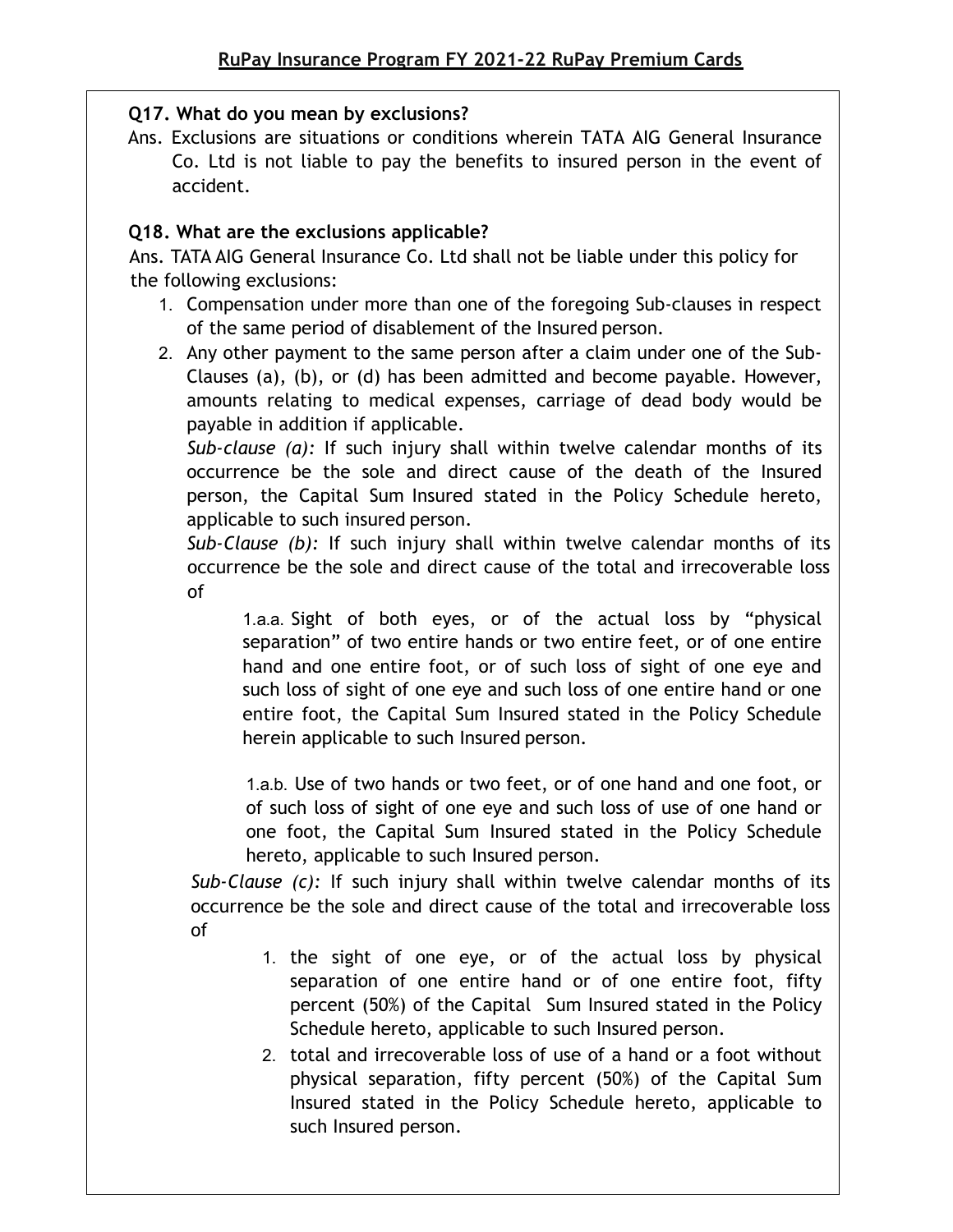**Q17. What do you mean by exclusions?**

Ans. Exclusions are situations or conditions wherein TATA AIG General Insurance Co. Ltd is not liable to pay the benefits to insured person in the event of accident.

**Q18. What are the exclusions applicable?**

Ans. TATA AIG General Insurance Co. Ltd shall not be liable under this policy for the following exclusions:

1. Compensation under more than one of the foregoing Sub-clauses in respect of the same period of disablement of the Insured person.
2. Any other payment to the same person after a claim under one of the Sub-Clauses (a), (b), or (d) has been admitted and become payable. However, amounts relating to medical expenses, carriage of dead body would be payable in addition if applicable.

   *Sub-clause (a):* If such injury shall within twelve calendar months of its occurrence be the sole and direct cause of the death of the Insured person, the Capital Sum Insured stated in the Policy Schedule hereto, applicable to such insured person.

   *Sub-Clause (b):* If such injury shall within twelve calendar months of its occurrence be the sole and direct cause of the total and irrecoverable loss of

   1.a.a. Sight of both eyes, or of the actual loss by "physical separation" of two entire hands or two entire feet, or of one entire hand and one entire foot, or of such loss of sight of one eye and such loss of sight of one eye and such loss of one entire hand or one entire foot, the Capital Sum Insured stated in the Policy Schedule herein applicable to such Insured person.

   1.a.b. Use of two hands or two feet, or of one hand and one foot, or of such loss of sight of one eye and such loss of use of one hand or one foot, the Capital Sum Insured stated in the Policy Schedule hereto, applicable to such Insured person.

   *Sub-Clause (c):* If such injury shall within twelve calendar months of its occurrence be the sole and direct cause of the total and irrecoverable loss of

   1. the sight of one eye, or of the actual loss by physical separation of one entire hand or of one entire foot, fifty percent (50%) of the Capital Sum Insured stated in the Policy Schedule hereto, applicable to such Insured person.
   2. total and irrecoverable loss of use of a hand or a foot without physical separation, fifty percent (50%) of the Capital Sum Insured stated in the Policy Schedule hereto, applicable to such Insured person.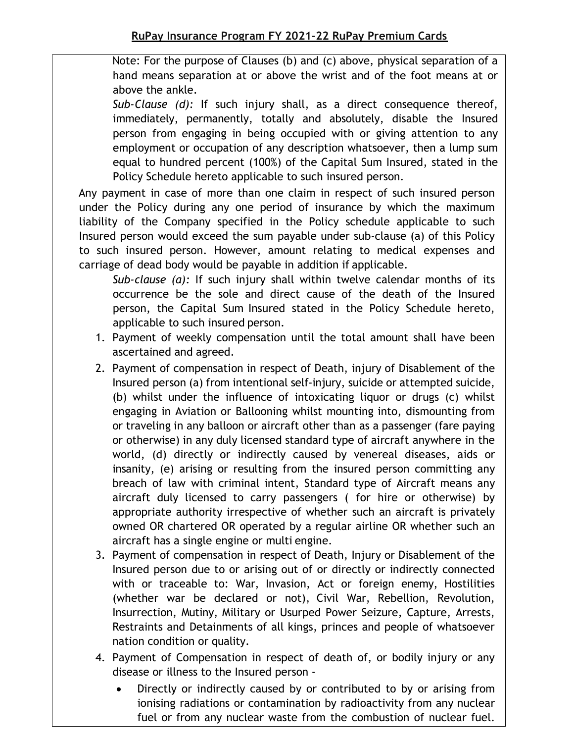Note: For the purpose of Clauses (b) and (c) above, physical separation of a hand means separation at or above the wrist and of the foot means at or above the ankle.

*Sub-Clause (d):* If such injury shall, as a direct consequence thereof, immediately, permanently, totally and absolutely, disable the Insured person from engaging in being occupied with or giving attention to any employment or occupation of any description whatsoever, then a lump sum equal to hundred percent (100%) of the Capital Sum Insured, stated in the Policy Schedule hereto applicable to such insured person.

Any payment in case of more than one claim in respect of such insured person under the Policy during any one period of insurance by which the maximum liability of the Company specified in the Policy schedule applicable to such Insured person would exceed the sum payable under sub-clause (a) of this Policy to such insured person. However, amount relating to medical expenses and carriage of dead body would be payable in addition if applicable.

*Sub-clause (a):* If such injury shall within twelve calendar months of its occurrence be the sole and direct cause of the death of the Insured person, the Capital Sum Insured stated in the Policy Schedule hereto, applicable to such insured person.

1. Payment of weekly compensation until the total amount shall have been ascertained and agreed.
2. Payment of compensation in respect of Death, injury of Disablement of the Insured person (a) from intentional self-injury, suicide or attempted suicide, (b) whilst under the influence of intoxicating liquor or drugs (c) whilst engaging in Aviation or Ballooning whilst mounting into, dismounting from or traveling in any balloon or aircraft other than as a passenger (fare paying or otherwise) in any duly licensed standard type of aircraft anywhere in the world, (d) directly or indirectly caused by venereal diseases, aids or insanity, (e) arising or resulting from the insured person committing any breach of law with criminal intent, Standard type of Aircraft means any aircraft duly licensed to carry passengers ( for hire or otherwise) by appropriate authority irrespective of whether such an aircraft is privately owned OR chartered OR operated by a regular airline OR whether such an aircraft has a single engine or multi engine.
3. Payment of compensation in respect of Death, Injury or Disablement of the Insured person due to or arising out of or directly or indirectly connected with or traceable to: War, Invasion, Act or foreign enemy, Hostilities (whether war be declared or not), Civil War, Rebellion, Revolution, Insurrection, Mutiny, Military or Usurped Power Seizure, Capture, Arrests, Restraints and Detainments of all kings, princes and people of whatsoever nation condition or quality.
4. Payment of Compensation in respect of death of, or bodily injury or any disease or illness to the Insured person -
   - Directly or indirectly caused by or contributed to by or arising from ionising radiations or contamination by radioactivity from any nuclear fuel or from any nuclear waste from the combustion of nuclear fuel.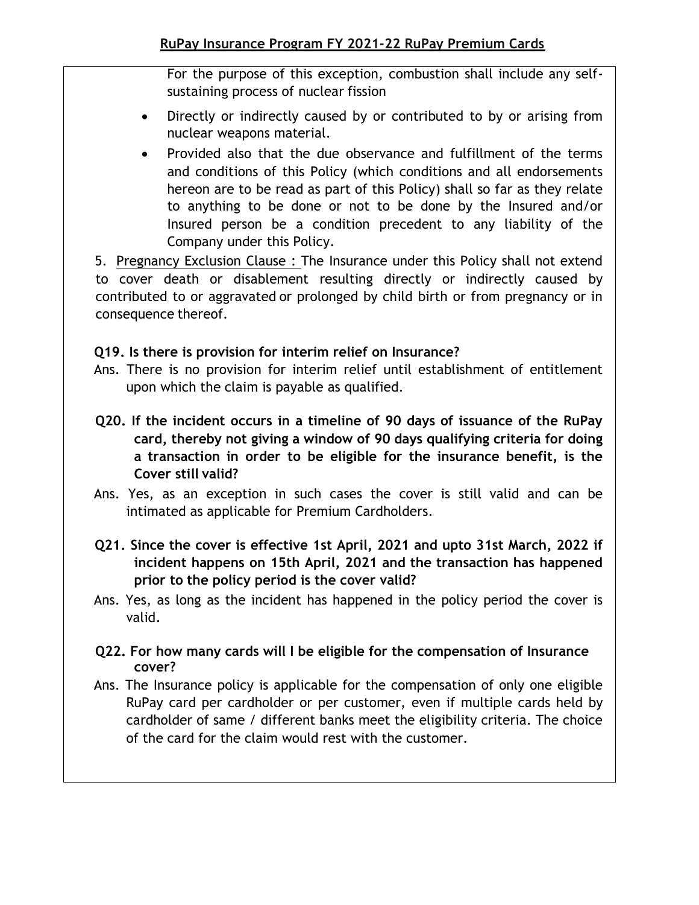For the purpose of this exception, combustion shall include any self-sustaining process of nuclear fission

- Directly or indirectly caused by or contributed to by or arising from nuclear weapons material.
- Provided also that the due observance and fulfillment of the terms and conditions of this Policy (which conditions and all endorsements hereon are to be read as part of this Policy) shall so far as they relate to anything to be done or not to be done by the Insured and/or Insured person be a condition precedent to any liability of the Company under this Policy.

5. Pregnancy Exclusion Clause : The Insurance under this Policy shall not extend to cover death or disablement resulting directly or indirectly caused by contributed to or aggravated or prolonged by child birth or from pregnancy or in consequence thereof.

**Q19. Is there is provision for interim relief on Insurance?**

Ans. There is no provision for interim relief until establishment of entitlement upon which the claim is payable as qualified.

**Q20. If the incident occurs in a timeline of 90 days of issuance of the RuPay card, thereby not giving a window of 90 days qualifying criteria for doing a transaction in order to be eligible for the insurance benefit, is the Cover still valid?**

Ans. Yes, as an exception in such cases the cover is still valid and can be intimated as applicable for Premium Cardholders.

**Q21. Since the cover is effective 1st April, 2021 and upto 31st March, 2022 if incident happens on 15th April, 2021 and the transaction has happened prior to the policy period is the cover valid?**

Ans. Yes, as long as the incident has happened in the policy period the cover is valid.

**Q22. For how many cards will I be eligible for the compensation of Insurance cover?**

Ans. The Insurance policy is applicable for the compensation of only one eligible RuPay card per cardholder or per customer, even if multiple cards held by cardholder of same / different banks meet the eligibility criteria. The choice of the card for the claim would rest with the customer.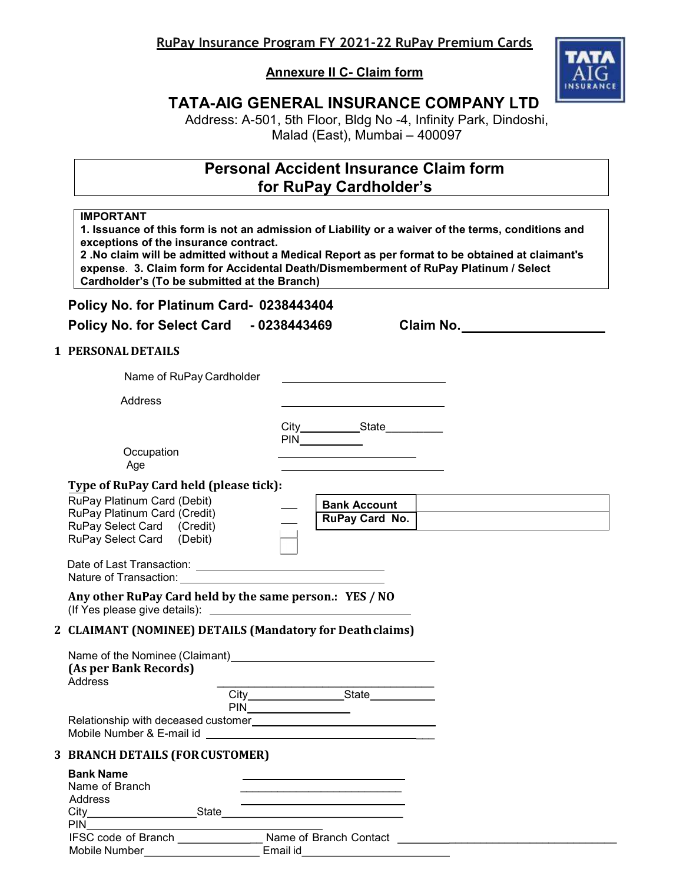**RuPay Insurance Program FY 2021-22 RuPay Premium Cards**

**Annexure II C- Claim form**

# TATA-AIG GENERAL INSURANCE COMPANY LTD

Address: A-501, 5th Floor, Bldg No -4, Infinity Park, Dindoshi, Malad (East), Mumbai – 400097

## Personal Accident Insurance Claim form for RuPay Cardholder's

**IMPORTANT**
**1. Issuance of this form is not an admission of Liability or a waiver of the terms, conditions and exceptions of the insurance contract.**
**2 .No claim will be admitted without a Medical Report as per format to be obtained at claimant's expense. 3. Claim form for Accidental Death/Dismemberment of RuPay Platinum / Select Cardholder's (To be submitted at the Branch)**

**Policy No. for Platinum Card- 0238443404**

**Policy No. for Select Card - 0238443469** **Claim No.\_\_\_\_\_\_\_\_\_\_\_\_\_\_\_\_\_\_**

### 1 PERSONAL DETAILS

Name of RuPay Cardholder \_\_\_\_\_\_\_\_\_\_\_\_\_\_\_\_\_\_\_\_\_\_\_\_

Address \_\_\_\_\_\_\_\_\_\_\_\_\_\_\_\_\_\_\_\_\_\_\_\_

City\_\_\_\_\_\_\_\_\_\_State\_\_\_\_\_\_\_\_\_
PIN\_\_\_\_\_\_\_\_\_\_

Occupation \_\_\_\_\_\_\_\_\_\_\_\_\_\_\_\_\_\_\_\_\_\_\_\_

Age \_\_\_\_\_\_\_\_\_\_\_\_\_\_\_\_\_\_\_\_\_\_\_\_

**Type of RuPay Card held (please tick):**

RuPay Platinum Card (Debit) \_\_\_
RuPay Platinum Card (Credit) \_\_\_
RuPay Select Card (Credit) \_\_\_
RuPay Select Card (Debit) ☐

| **Bank Account** | |
|---|---|
| **RuPay Card No.** | |

Date of Last Transaction: \_\_\_\_\_\_\_\_\_\_\_\_\_\_\_\_\_\_\_\_\_\_\_\_
Nature of Transaction: \_\_\_\_\_\_\_\_\_\_\_\_\_\_\_\_\_\_\_\_\_\_\_\_

**Any other RuPay Card held by the same person.: YES / NO**
(If Yes please give details): \_\_\_\_\_\_\_\_\_\_\_\_\_\_\_\_\_\_\_\_\_\_\_\_

### 2 CLAIMANT (NOMINEE) DETAILS (Mandatory for Death claims)

Name of the Nominee (Claimant)\_\_\_\_\_\_\_\_\_\_\_\_\_\_\_\_\_\_\_\_\_\_\_\_
**(As per Bank Records)**
Address \_\_\_\_\_\_\_\_\_\_\_\_\_\_\_\_\_\_\_\_\_\_\_\_
City\_\_\_\_\_\_\_\_\_\_\_\_\_\_State\_\_\_\_\_\_\_\_\_\_
PIN\_\_\_\_\_\_\_\_\_\_\_\_\_\_
Relationship with deceased customer\_\_\_\_\_\_\_\_\_\_\_\_\_\_\_\_\_\_\_\_\_\_\_\_
Mobile Number & E-mail id \_\_\_\_\_\_\_\_\_\_\_\_\_\_\_\_\_\_\_\_\_\_\_\_

### 3 BRANCH DETAILS (FOR CUSTOMER)

**Bank Name** \_\_\_\_\_\_\_\_\_\_\_\_\_\_\_\_\_\_\_\_\_\_\_\_
Name of Branch \_\_\_\_\_\_\_\_\_\_\_\_\_\_\_\_\_\_\_\_\_\_\_\_
Address \_\_\_\_\_\_\_\_\_\_\_\_\_\_\_\_\_\_\_\_\_\_\_\_
City\_\_\_\_\_\_\_\_\_\_\_\_\_\_\_\_State\_\_\_\_\_\_\_\_\_\_\_\_\_\_\_\_\_\_\_\_\_\_\_\_
PIN\_\_\_\_\_\_\_\_\_\_\_\_\_\_\_\_\_\_\_\_\_\_\_\_
IFSC code of Branch \_\_\_\_\_\_\_\_\_\_\_\_ Name of Branch Contact \_\_\_\_\_\_\_\_\_\_\_\_\_\_\_\_\_\_\_\_\_\_\_\_
Mobile Number\_\_\_\_\_\_\_\_\_\_\_\_\_\_\_\_ Email id\_\_\_\_\_\_\_\_\_\_\_\_\_\_\_\_\_\_\_\_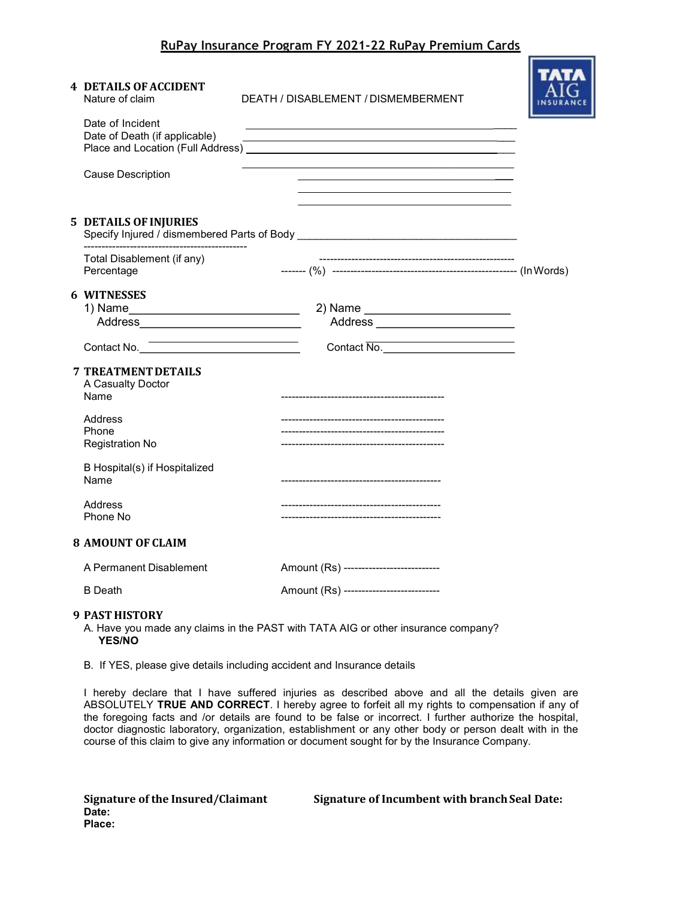## RuPay Insurance Program FY 2021-22 RuPay Premium Cards

**4 DETAILS OF ACCIDENT**

Nature of claim DEATH / DISABLEMENT / DISMEMBERMENT

Date of Incident ____________________________________________

Date of Death (if applicable) ____________________________________________

Place and Location (Full Address) ____________________________________________

____________________________________________

Cause Description ____________________________________________

____________________________________________

____________________________________________

**5 DETAILS OF INJURIES**

Specify Injured / dismembered Parts of Body ____________________________________________

----------------------------------------------

Total Disablement (if any) -------------------------------------------------------

Percentage ------- (%) --------------------------------------------------- (In Words)

**6 WITNESSES**

1) Name____________________________ 2) Name ______________________

Address__________________________ Address ______________________

Contact No.________________________ Contact No.____________________

**7 TREATMENT DETAILS**

A Casualty Doctor

Name ----------------------------------------------

Address ----------------------------------------------

Phone ----------------------------------------------

Registration No ----------------------------------------------

B Hospital(s) if Hospitalized

Name ----------------------------------------------

Address ----------------------------------------------

Phone No ----------------------------------------------

**8 AMOUNT OF CLAIM**

A Permanent Disablement Amount (Rs) --------------------------

B Death Amount (Rs) --------------------------

**9 PAST HISTORY**

A. Have you made any claims in the PAST with TATA AIG or other insurance company?

**YES/NO**

B. If YES, please give details including accident and Insurance details

I hereby declare that I have suffered injuries as described above and all the details given are ABSOLUTELY **TRUE AND CORRECT**. I hereby agree to forfeit all my rights to compensation if any of the foregoing facts and /or details are found to be false or incorrect. I further authorize the hospital, doctor diagnostic laboratory, organization, establishment or any other body or person dealt with in the course of this claim to give any information or document sought for by the Insurance Company.

**Signature of the Insured/Claimant** **Signature of Incumbent with branch Seal Date:**

**Date:**

**Place:**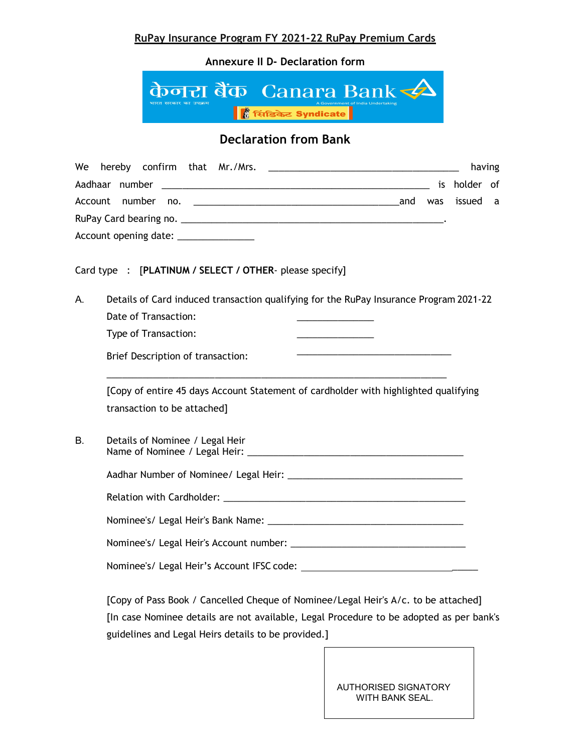**RuPay Insurance Program FY 2021-22 RuPay Premium Cards**

**Annexure II D- Declaration form**

केनरा बैंक Canara Bank
भारत सरकार का उपक्रम
A Government of India Undertaking
सिंडिकेट Syndicate

## Declaration from Bank

We hereby confirm that Mr./Mrs. ______________________________________ having Aadhaar number _____________________________________________________ is holder of Account number no. _________________________________________and was issued a RuPay Card bearing no. _____________________________________________________.
Account opening date: _______________

Card type : **[PLATINUM / SELECT / OTHER**- please specify]

A. Details of Card induced transaction qualifying for the RuPay Insurance Program 2021-22

Date of Transaction: _______________

Type of Transaction: _______________

Brief Description of transaction: _______________________________

_____________________________________________________________________

[Copy of entire 45 days Account Statement of cardholder with highlighted qualifying transaction to be attached]

B. Details of Nominee / Legal Heir

Name of Nominee / Legal Heir: ___________________________________________

Aadhar Number of Nominee/ Legal Heir: ___________________________________

Relation with Cardholder: ___________________________________________________

Nominee's/ Legal Heir's Bank Name: _______________________________________

Nominee's/ Legal Heir's Account number: ___________________________________

Nominee's/ Legal Heir's Account IFSC code: ___________________________________

[Copy of Pass Book / Cancelled Cheque of Nominee/Legal Heir's A/c. to be attached]
[In case Nominee details are not available, Legal Procedure to be adopted as per bank's guidelines and Legal Heirs details to be provided.]

AUTHORISED SIGNATORY
WITH BANK SEAL.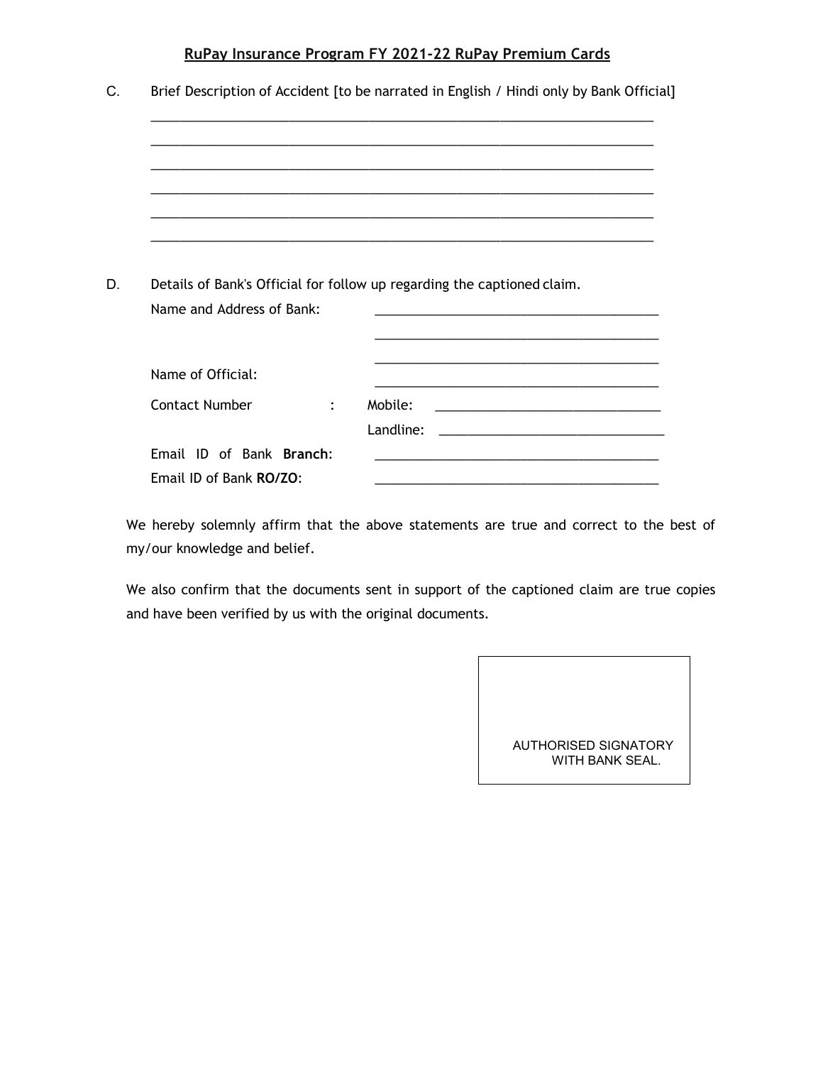## RuPay Insurance Program FY 2021-22 RuPay Premium Cards

C. Brief Description of Accident [to be narrated in English / Hindi only by Bank Official]

______________________________________________________________________

______________________________________________________________________

______________________________________________________________________

______________________________________________________________________

______________________________________________________________________

______________________________________________________________________

D. Details of Bank's Official for follow up regarding the captioned claim.

Name and Address of Bank: ________________________________________

________________________________________

________________________________________

Name of Official: ________________________________________

Contact Number : Mobile: ________________________________

Landline: ________________________________

Email ID of Bank **Branch**: ________________________________________

Email ID of Bank **RO/ZO**: ________________________________________

We hereby solemnly affirm that the above statements are true and correct to the best of my/our knowledge and belief.

We also confirm that the documents sent in support of the captioned claim are true copies and have been verified by us with the original documents.

AUTHORISED SIGNATORY
WITH BANK SEAL.